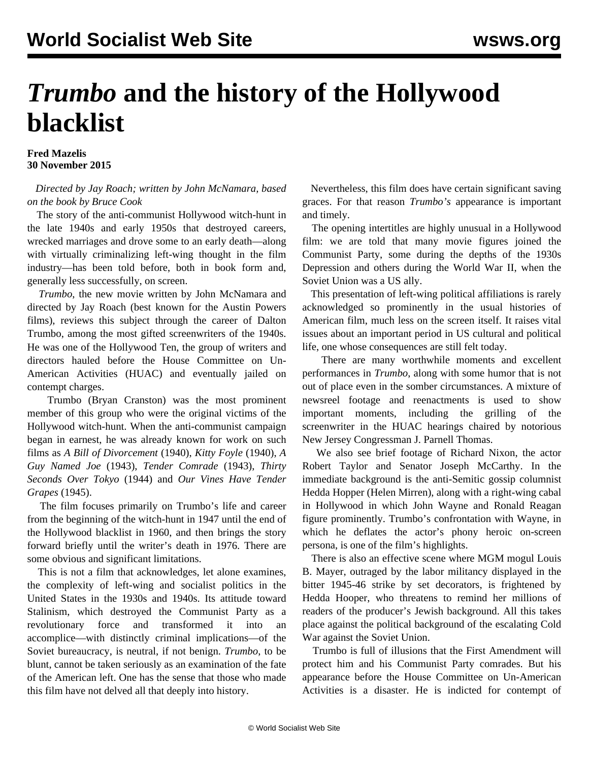# *Trumbo* and the history of the Hollywood blacklist

**Fred Mazelis**
**30 November 2015**

*Directed by Jay Roach; written by John McNamara, based on the book by Bruce Cook*

The story of the anti-communist Hollywood witch-hunt in the late 1940s and early 1950s that destroyed careers, wrecked marriages and drove some to an early death—along with virtually criminalizing left-wing thought in the film industry—has been told before, both in book form and, generally less successfully, on screen.

*Trumbo*, the new movie written by John McNamara and directed by Jay Roach (best known for the Austin Powers films), reviews this subject through the career of Dalton Trumbo, among the most gifted screenwriters of the 1940s. He was one of the Hollywood Ten, the group of writers and directors hauled before the House Committee on Un-American Activities (HUAC) and eventually jailed on contempt charges.

Trumbo (Bryan Cranston) was the most prominent member of this group who were the original victims of the Hollywood witch-hunt. When the anti-communist campaign began in earnest, he was already known for work on such films as *A Bill of Divorcement* (1940), *Kitty Foyle* (1940), *A Guy Named Joe* (1943), *Tender Comrade* (1943), *Thirty Seconds Over Tokyo* (1944) and *Our Vines Have Tender Grapes* (1945).

The film focuses primarily on Trumbo's life and career from the beginning of the witch-hunt in 1947 until the end of the Hollywood blacklist in 1960, and then brings the story forward briefly until the writer's death in 1976. There are some obvious and significant limitations.

This is not a film that acknowledges, let alone examines, the complexity of left-wing and socialist politics in the United States in the 1930s and 1940s. Its attitude toward Stalinism, which destroyed the Communist Party as a revolutionary force and transformed it into an accomplice—with distinctly criminal implications—of the Soviet bureaucracy, is neutral, if not benign. *Trumbo*, to be blunt, cannot be taken seriously as an examination of the fate of the American left. One has the sense that those who made this film have not delved all that deeply into history.

Nevertheless, this film does have certain significant saving graces. For that reason *Trumbo's* appearance is important and timely.

The opening intertitles are highly unusual in a Hollywood film: we are told that many movie figures joined the Communist Party, some during the depths of the 1930s Depression and others during the World War II, when the Soviet Union was a US ally.

This presentation of left-wing political affiliations is rarely acknowledged so prominently in the usual histories of American film, much less on the screen itself. It raises vital issues about an important period in US cultural and political life, one whose consequences are still felt today.

There are many worthwhile moments and excellent performances in *Trumbo*, along with some humor that is not out of place even in the somber circumstances. A mixture of newsreel footage and reenactments is used to show important moments, including the grilling of the screenwriter in the HUAC hearings chaired by notorious New Jersey Congressman J. Parnell Thomas.

We also see brief footage of Richard Nixon, the actor Robert Taylor and Senator Joseph McCarthy. In the immediate background is the anti-Semitic gossip columnist Hedda Hopper (Helen Mirren), along with a right-wing cabal in Hollywood in which John Wayne and Ronald Reagan figure prominently. Trumbo's confrontation with Wayne, in which he deflates the actor's phony heroic on-screen persona, is one of the film's highlights.

There is also an effective scene where MGM mogul Louis B. Mayer, outraged by the labor militancy displayed in the bitter 1945-46 strike by set decorators, is frightened by Hedda Hooper, who threatens to remind her millions of readers of the producer's Jewish background. All this takes place against the political background of the escalating Cold War against the Soviet Union.

Trumbo is full of illusions that the First Amendment will protect him and his Communist Party comrades. But his appearance before the House Committee on Un-American Activities is a disaster. He is indicted for contempt of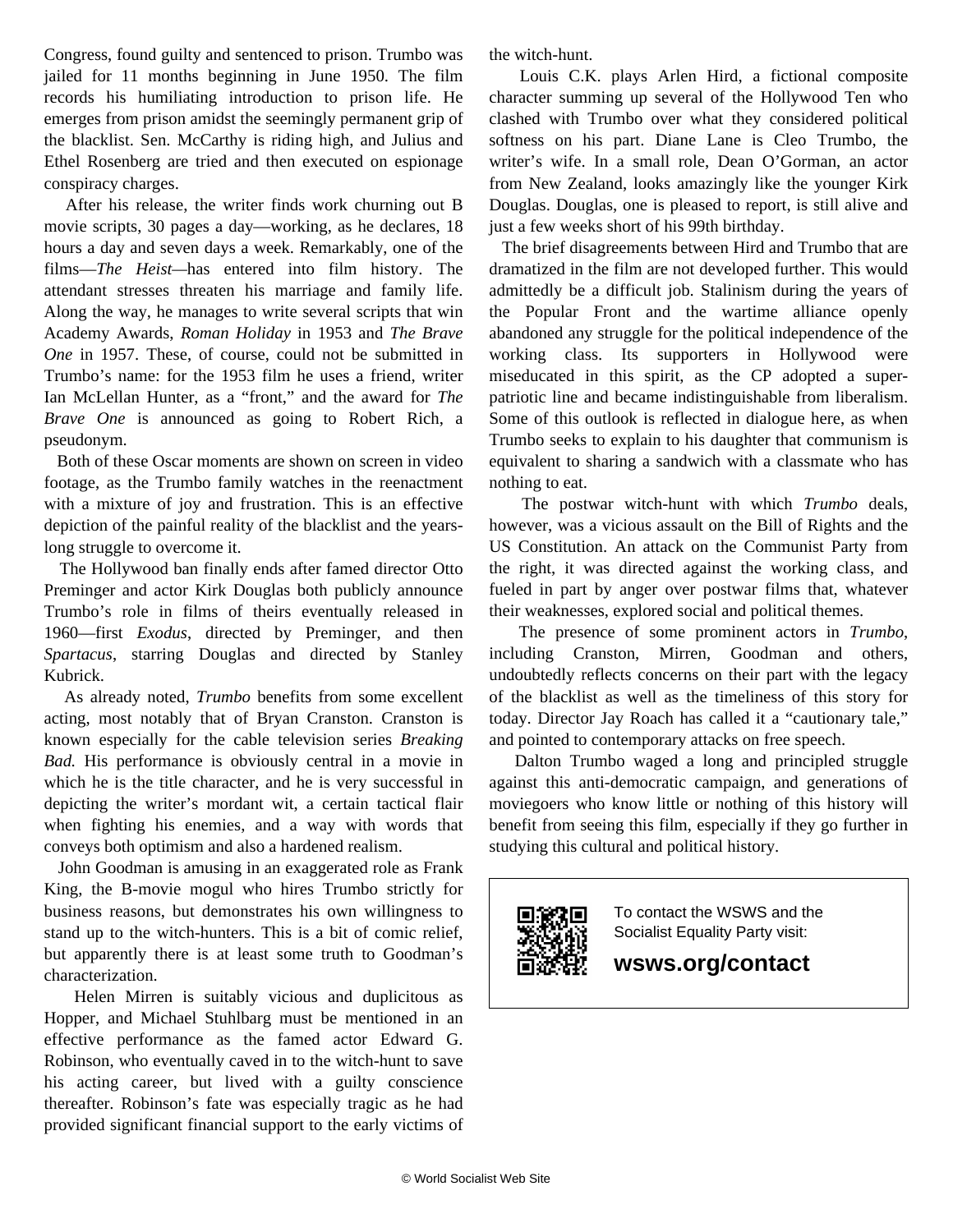Congress, found guilty and sentenced to prison. Trumbo was jailed for 11 months beginning in June 1950. The film records his humiliating introduction to prison life. He emerges from prison amidst the seemingly permanent grip of the blacklist. Sen. McCarthy is riding high, and Julius and Ethel Rosenberg are tried and then executed on espionage conspiracy charges.

After his release, the writer finds work churning out B movie scripts, 30 pages a day—working, as he declares, 18 hours a day and seven days a week. Remarkably, one of the films—*The Heist*—has entered into film history. The attendant stresses threaten his marriage and family life. Along the way, he manages to write several scripts that win Academy Awards, *Roman Holiday* in 1953 and *The Brave One* in 1957. These, of course, could not be submitted in Trumbo's name: for the 1953 film he uses a friend, writer Ian McLellan Hunter, as a "front," and the award for *The Brave One* is announced as going to Robert Rich, a pseudonym.

Both of these Oscar moments are shown on screen in video footage, as the Trumbo family watches in the reenactment with a mixture of joy and frustration. This is an effective depiction of the painful reality of the blacklist and the years-long struggle to overcome it.

The Hollywood ban finally ends after famed director Otto Preminger and actor Kirk Douglas both publicly announce Trumbo's role in films of theirs eventually released in 1960—first *Exodus*, directed by Preminger, and then *Spartacus*, starring Douglas and directed by Stanley Kubrick.

As already noted, *Trumbo* benefits from some excellent acting, most notably that of Bryan Cranston. Cranston is known especially for the cable television series *Breaking Bad.* His performance is obviously central in a movie in which he is the title character, and he is very successful in depicting the writer's mordant wit, a certain tactical flair when fighting his enemies, and a way with words that conveys both optimism and also a hardened realism.

John Goodman is amusing in an exaggerated role as Frank King, the B-movie mogul who hires Trumbo strictly for business reasons, but demonstrates his own willingness to stand up to the witch-hunters. This is a bit of comic relief, but apparently there is at least some truth to Goodman's characterization.

Helen Mirren is suitably vicious and duplicitous as Hopper, and Michael Stuhlbarg must be mentioned in an effective performance as the famed actor Edward G. Robinson, who eventually caved in to the witch-hunt to save his acting career, but lived with a guilty conscience thereafter. Robinson's fate was especially tragic as he had provided significant financial support to the early victims of the witch-hunt.

Louis C.K. plays Arlen Hird, a fictional composite character summing up several of the Hollywood Ten who clashed with Trumbo over what they considered political softness on his part. Diane Lane is Cleo Trumbo, the writer's wife. In a small role, Dean O'Gorman, an actor from New Zealand, looks amazingly like the younger Kirk Douglas. Douglas, one is pleased to report, is still alive and just a few weeks short of his 99th birthday.

The brief disagreements between Hird and Trumbo that are dramatized in the film are not developed further. This would admittedly be a difficult job. Stalinism during the years of the Popular Front and the wartime alliance openly abandoned any struggle for the political independence of the working class. Its supporters in Hollywood were miseducated in this spirit, as the CP adopted a super-patriotic line and became indistinguishable from liberalism. Some of this outlook is reflected in dialogue here, as when Trumbo seeks to explain to his daughter that communism is equivalent to sharing a sandwich with a classmate who has nothing to eat.

The postwar witch-hunt with which *Trumbo* deals, however, was a vicious assault on the Bill of Rights and the US Constitution. An attack on the Communist Party from the right, it was directed against the working class, and fueled in part by anger over postwar films that, whatever their weaknesses, explored social and political themes.

The presence of some prominent actors in *Trumbo*, including Cranston, Mirren, Goodman and others, undoubtedly reflects concerns on their part with the legacy of the blacklist as well as the timeliness of this story for today. Director Jay Roach has called it a "cautionary tale," and pointed to contemporary attacks on free speech.

Dalton Trumbo waged a long and principled struggle against this anti-democratic campaign, and generations of moviegoers who know little or nothing of this history will benefit from seeing this film, especially if they go further in studying this cultural and political history.

To contact the WSWS and the Socialist Equality Party visit:

**wsws.org/contact**